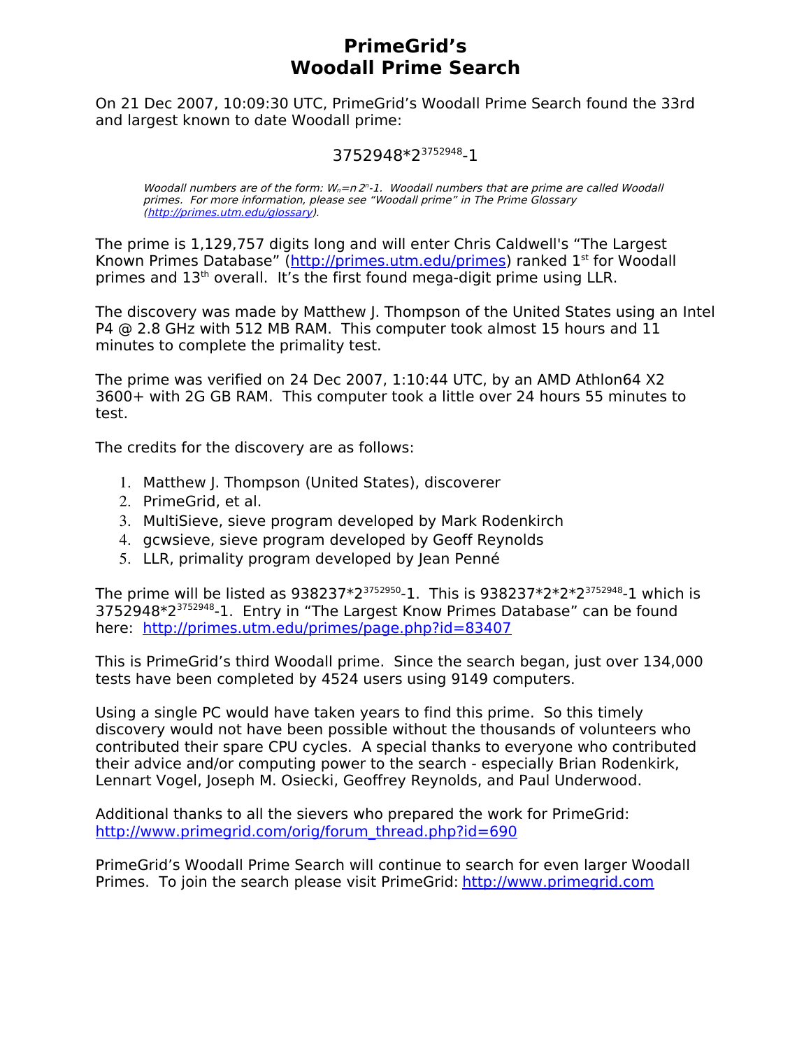# PrimeGrid's Woodall Prime Search

On 21 Dec 2007, 10:09:30 UTC, PrimeGrid's Woodall Prime Search found the 33rd and largest known to date Woodall prime:

$$3752948*2^{3752948}-1$$

> *Woodall numbers are of the form: $W_n=n{\cdot}2^n-1$. Woodall numbers that are prime are called Woodall primes. For more information, please see "Woodall prime" in The Prime Glossary ([http://primes.utm.edu/glossary](http://primes.utm.edu/glossary)).*

The prime is 1,129,757 digits long and will enter Chris Caldwell's "The Largest Known Primes Database" ([http://primes.utm.edu/primes](http://primes.utm.edu/primes)) ranked 1st for Woodall primes and 13th overall. It's the first found mega-digit prime using LLR.

The discovery was made by Matthew J. Thompson of the United States using an Intel P4 @ 2.8 GHz with 512 MB RAM. This computer took almost 15 hours and 11 minutes to complete the primality test.

The prime was verified on 24 Dec 2007, 1:10:44 UTC, by an AMD Athlon64 X2 3600+ with 2G GB RAM. This computer took a little over 24 hours 55 minutes to test.

The credits for the discovery are as follows:

1. Matthew J. Thompson (United States), discoverer
2. PrimeGrid, et al.
3. MultiSieve, sieve program developed by Mark Rodenkirch
4. gcwsieve, sieve program developed by Geoff Reynolds
5. LLR, primality program developed by Jean Penné

The prime will be listed as $938237*2^{3752950}-1$. This is $938237*2*2*2^{3752948}-1$ which is $3752948*2^{3752948}-1$. Entry in "The Largest Know Primes Database" can be found here: [http://primes.utm.edu/primes/page.php?id=83407](http://primes.utm.edu/primes/page.php?id=83407)

This is PrimeGrid's third Woodall prime. Since the search began, just over 134,000 tests have been completed by 4524 users using 9149 computers.

Using a single PC would have taken years to find this prime. So this timely discovery would not have been possible without the thousands of volunteers who contributed their spare CPU cycles. A special thanks to everyone who contributed their advice and/or computing power to the search - especially Brian Rodenkirk, Lennart Vogel, Joseph M. Osiecki, Geoffrey Reynolds, and Paul Underwood.

Additional thanks to all the sievers who prepared the work for PrimeGrid: [http://www.primegrid.com/orig/forum_thread.php?id=690](http://www.primegrid.com/orig/forum_thread.php?id=690)

PrimeGrid's Woodall Prime Search will continue to search for even larger Woodall Primes. To join the search please visit PrimeGrid: [http://www.primegrid.com](http://www.primegrid.com)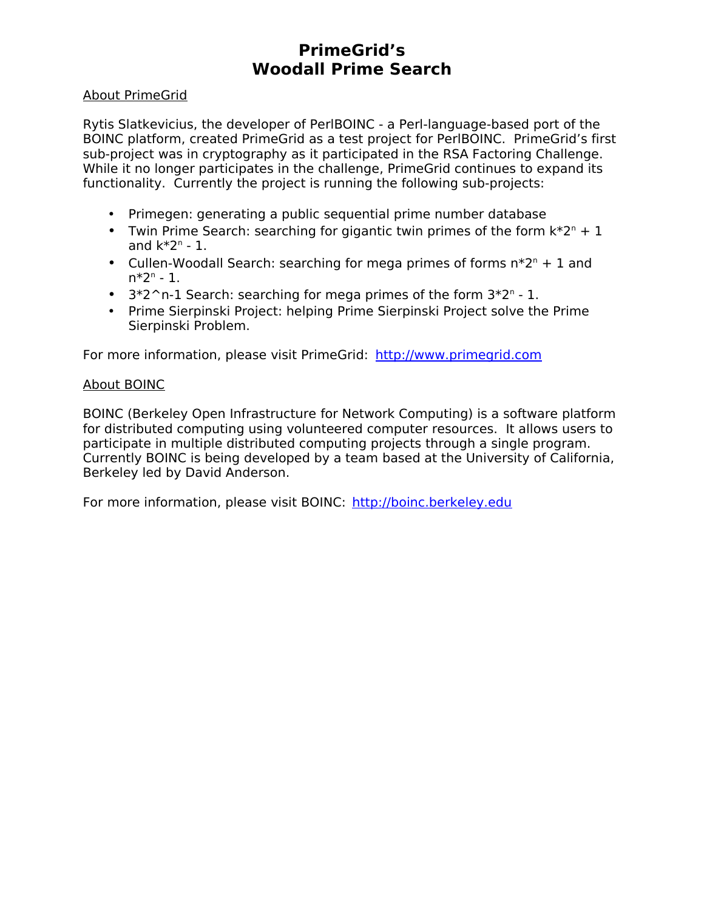# PrimeGrid's
# Woodall Prime Search

## About PrimeGrid

Rytis Slatkevicius, the developer of PerlBOINC - a Perl-language-based port of the BOINC platform, created PrimeGrid as a test project for PerlBOINC. PrimeGrid's first sub-project was in cryptography as it participated in the RSA Factoring Challenge. While it no longer participates in the challenge, PrimeGrid continues to expand its functionality. Currently the project is running the following sub-projects:

- Primegen: generating a public sequential prime number database
- Twin Prime Search: searching for gigantic twin primes of the form $k*2^n + 1$ and $k*2^n - 1$.
- Cullen-Woodall Search: searching for mega primes of forms $n*2^n + 1$ and $n*2^n - 1$.
- 3*2^n-1 Search: searching for mega primes of the form $3*2^n - 1$.
- Prime Sierpinski Project: helping Prime Sierpinski Project solve the Prime Sierpinski Problem.

For more information, please visit PrimeGrid: http://www.primegrid.com

## About BOINC

BOINC (Berkeley Open Infrastructure for Network Computing) is a software platform for distributed computing using volunteered computer resources. It allows users to participate in multiple distributed computing projects through a single program. Currently BOINC is being developed by a team based at the University of California, Berkeley led by David Anderson.

For more information, please visit BOINC: http://boinc.berkeley.edu